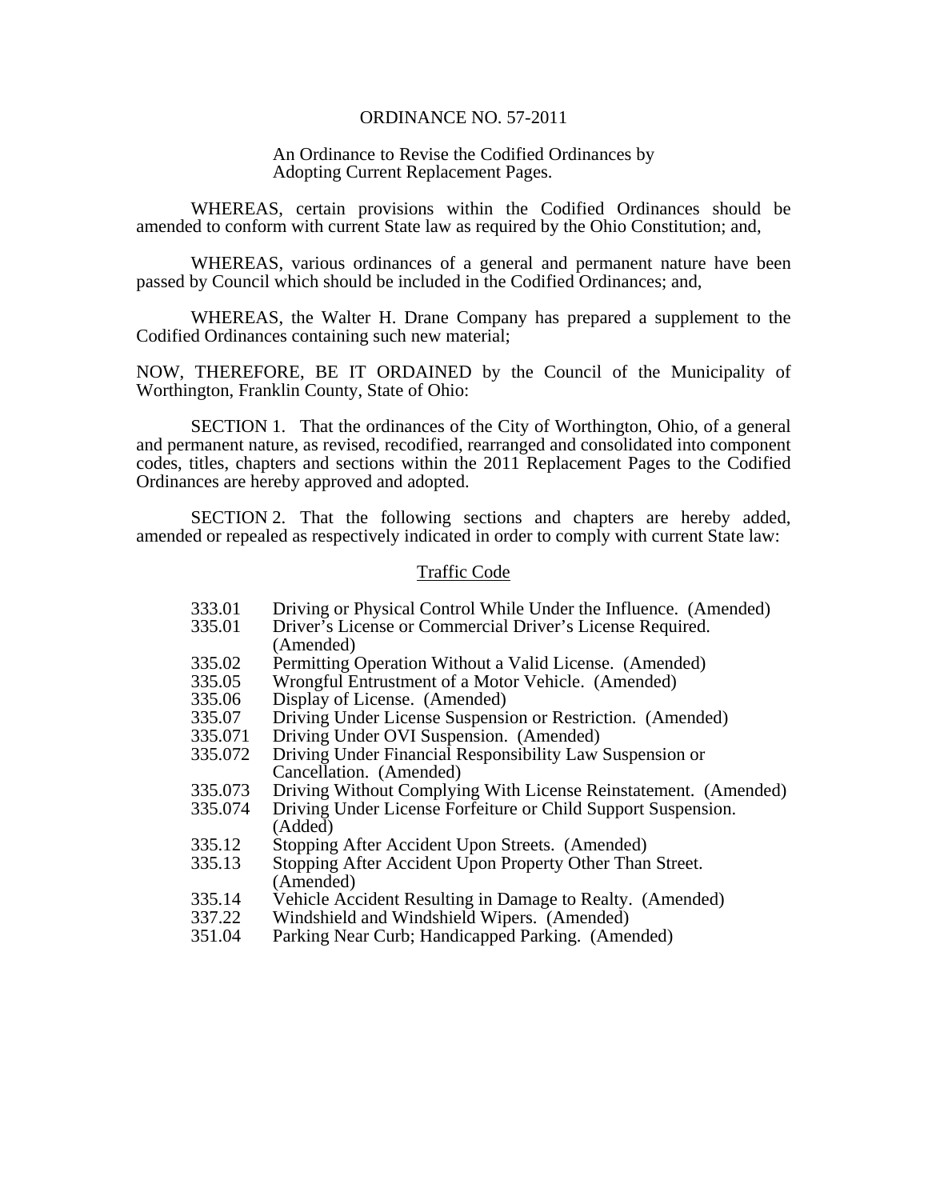# ORDINANCE NO. 57-2011

An Ordinance to Revise the Codified Ordinances by Adopting Current Replacement Pages.

WHEREAS, certain provisions within the Codified Ordinances should be amended to conform with current State law as required by the Ohio Constitution; and,

WHEREAS, various ordinances of a general and permanent nature have been passed by Council which should be included in the Codified Ordinances; and,

WHEREAS, the Walter H. Drane Company has prepared a supplement to the Codified Ordinances containing such new material;

NOW, THEREFORE, BE IT ORDAINED by the Council of the Municipality of Worthington, Franklin County, State of Ohio:

SECTION 1. That the ordinances of the City of Worthington, Ohio, of a general and permanent nature, as revised, recodified, rearranged and consolidated into component codes, titles, chapters and sections within the 2011 Replacement Pages to the Codified Ordinances are hereby approved and adopted.

SECTION 2. That the following sections and chapters are hereby added, amended or repealed as respectively indicated in order to comply with current State law:

<u>Traffic Code</u>

| | |
|---|---|
| 333.01 | Driving or Physical Control While Under the Influence. (Amended) |
| 335.01 | Driver's License or Commercial Driver's License Required. (Amended) |
| 335.02 | Permitting Operation Without a Valid License. (Amended) |
| 335.05 | Wrongful Entrustment of a Motor Vehicle. (Amended) |
| 335.06 | Display of License. (Amended) |
| 335.07 | Driving Under License Suspension or Restriction. (Amended) |
| 335.071 | Driving Under OVI Suspension. (Amended) |
| 335.072 | Driving Under Financial Responsibility Law Suspension or Cancellation. (Amended) |
| 335.073 | Driving Without Complying With License Reinstatement. (Amended) |
| 335.074 | Driving Under License Forfeiture or Child Support Suspension. (Added) |
| 335.12 | Stopping After Accident Upon Streets. (Amended) |
| 335.13 | Stopping After Accident Upon Property Other Than Street. (Amended) |
| 335.14 | Vehicle Accident Resulting in Damage to Realty. (Amended) |
| 337.22 | Windshield and Windshield Wipers. (Amended) |
| 351.04 | Parking Near Curb; Handicapped Parking. (Amended) |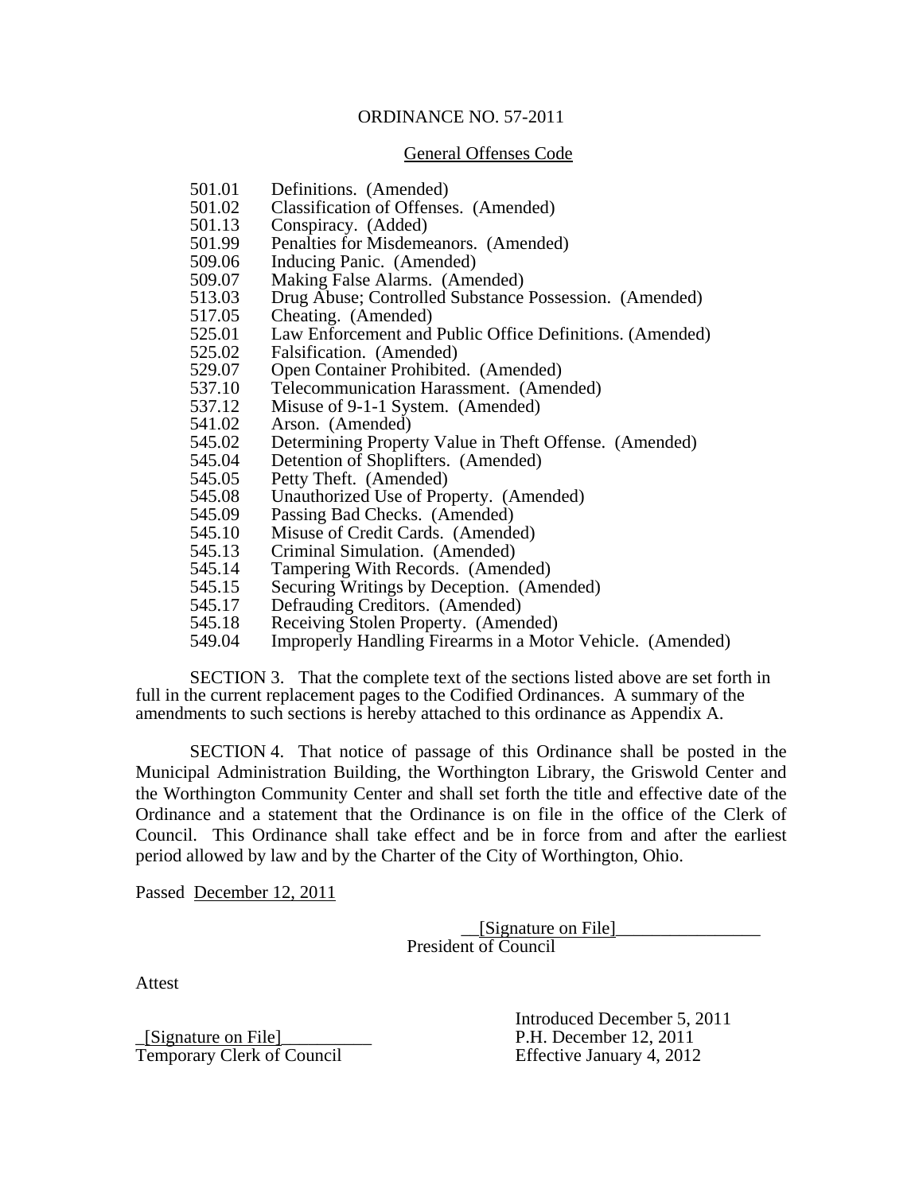ORDINANCE NO. 57-2011

General Offenses Code

| | |
|---|---|
| 501.01 | Definitions. (Amended) |
| 501.02 | Classification of Offenses. (Amended) |
| 501.13 | Conspiracy. (Added) |
| 501.99 | Penalties for Misdemeanors. (Amended) |
| 509.06 | Inducing Panic. (Amended) |
| 509.07 | Making False Alarms. (Amended) |
| 513.03 | Drug Abuse; Controlled Substance Possession. (Amended) |
| 517.05 | Cheating. (Amended) |
| 525.01 | Law Enforcement and Public Office Definitions. (Amended) |
| 525.02 | Falsification. (Amended) |
| 529.07 | Open Container Prohibited. (Amended) |
| 537.10 | Telecommunication Harassment. (Amended) |
| 537.12 | Misuse of 9-1-1 System. (Amended) |
| 541.02 | Arson. (Amended) |
| 545.02 | Determining Property Value in Theft Offense. (Amended) |
| 545.04 | Detention of Shoplifters. (Amended) |
| 545.05 | Petty Theft. (Amended) |
| 545.08 | Unauthorized Use of Property. (Amended) |
| 545.09 | Passing Bad Checks. (Amended) |
| 545.10 | Misuse of Credit Cards. (Amended) |
| 545.13 | Criminal Simulation. (Amended) |
| 545.14 | Tampering With Records. (Amended) |
| 545.15 | Securing Writings by Deception. (Amended) |
| 545.17 | Defrauding Creditors. (Amended) |
| 545.18 | Receiving Stolen Property. (Amended) |
| 549.04 | Improperly Handling Firearms in a Motor Vehicle. (Amended) |

SECTION 3. That the complete text of the sections listed above are set forth in full in the current replacement pages to the Codified Ordinances. A summary of the amendments to such sections is hereby attached to this ordinance as Appendix A.

SECTION 4. That notice of passage of this Ordinance shall be posted in the Municipal Administration Building, the Worthington Library, the Griswold Center and the Worthington Community Center and shall set forth the title and effective date of the Ordinance and a statement that the Ordinance is on file in the office of the Clerk of Council. This Ordinance shall take effect and be in force from and after the earliest period allowed by law and by the Charter of the City of Worthington, Ohio.

Passed December 12, 2011

__[Signature on File]________________
President of Council

Attest

_[Signature on File]__________
Temporary Clerk of Council

Introduced December 5, 2011
P.H. December 12, 2011
Effective January 4, 2012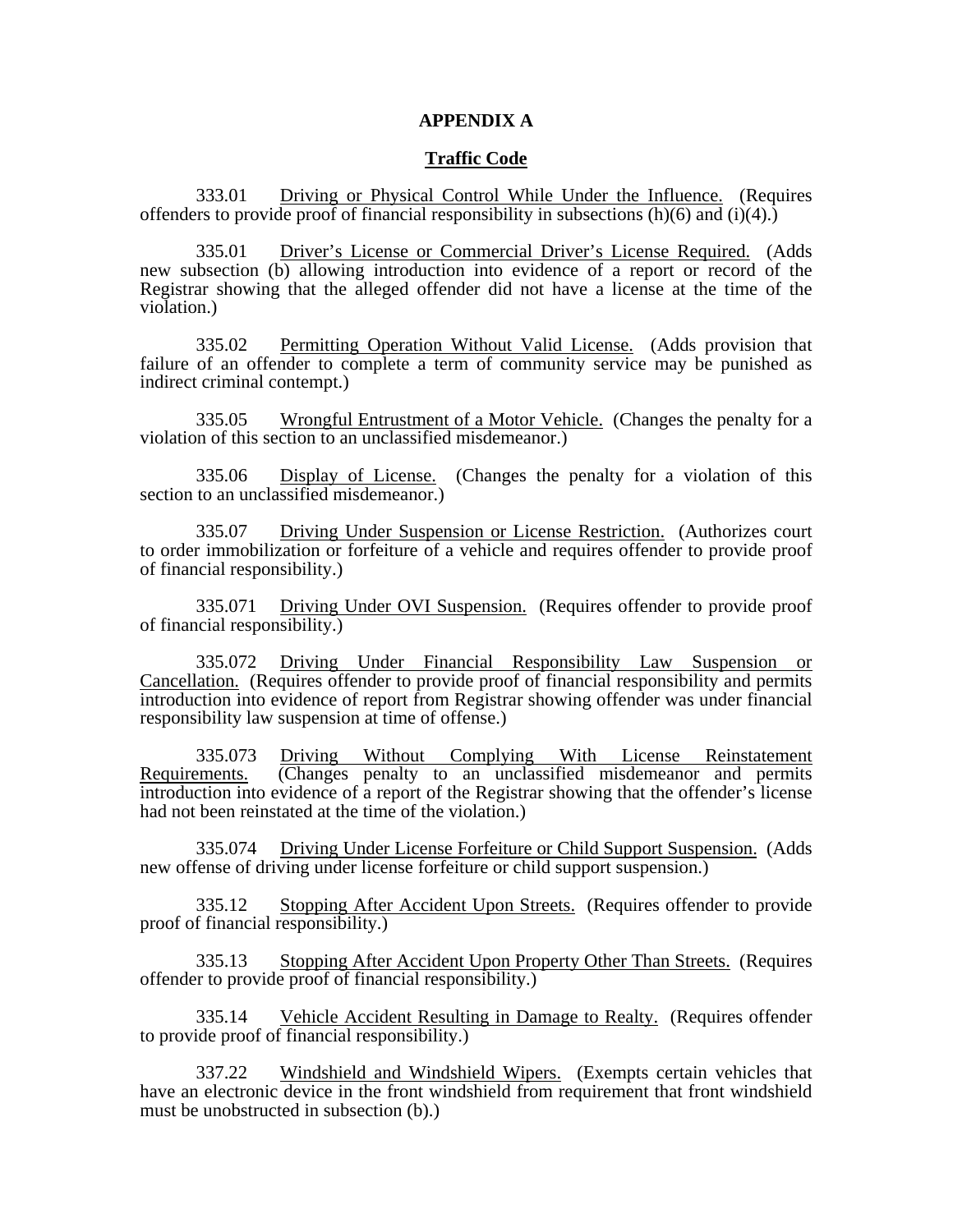**APPENDIX A**

**Traffic Code**

333.01 Driving or Physical Control While Under the Influence. (Requires offenders to provide proof of financial responsibility in subsections (h)(6) and (i)(4).)

335.01 Driver's License or Commercial Driver's License Required. (Adds new subsection (b) allowing introduction into evidence of a report or record of the Registrar showing that the alleged offender did not have a license at the time of the violation.)

335.02 Permitting Operation Without Valid License. (Adds provision that failure of an offender to complete a term of community service may be punished as indirect criminal contempt.)

335.05 Wrongful Entrustment of a Motor Vehicle. (Changes the penalty for a violation of this section to an unclassified misdemeanor.)

335.06 Display of License. (Changes the penalty for a violation of this section to an unclassified misdemeanor.)

335.07 Driving Under Suspension or License Restriction. (Authorizes court to order immobilization or forfeiture of a vehicle and requires offender to provide proof of financial responsibility.)

335.071 Driving Under OVI Suspension. (Requires offender to provide proof of financial responsibility.)

335.072 Driving Under Financial Responsibility Law Suspension or Cancellation. (Requires offender to provide proof of financial responsibility and permits introduction into evidence of report from Registrar showing offender was under financial responsibility law suspension at time of offense.)

335.073 Driving Without Complying With License Reinstatement Requirements. (Changes penalty to an unclassified misdemeanor and permits introduction into evidence of a report of the Registrar showing that the offender's license had not been reinstated at the time of the violation.)

335.074 Driving Under License Forfeiture or Child Support Suspension. (Adds new offense of driving under license forfeiture or child support suspension.)

335.12 Stopping After Accident Upon Streets. (Requires offender to provide proof of financial responsibility.)

335.13 Stopping After Accident Upon Property Other Than Streets. (Requires offender to provide proof of financial responsibility.)

335.14 Vehicle Accident Resulting in Damage to Realty. (Requires offender to provide proof of financial responsibility.)

337.22 Windshield and Windshield Wipers. (Exempts certain vehicles that have an electronic device in the front windshield from requirement that front windshield must be unobstructed in subsection (b).)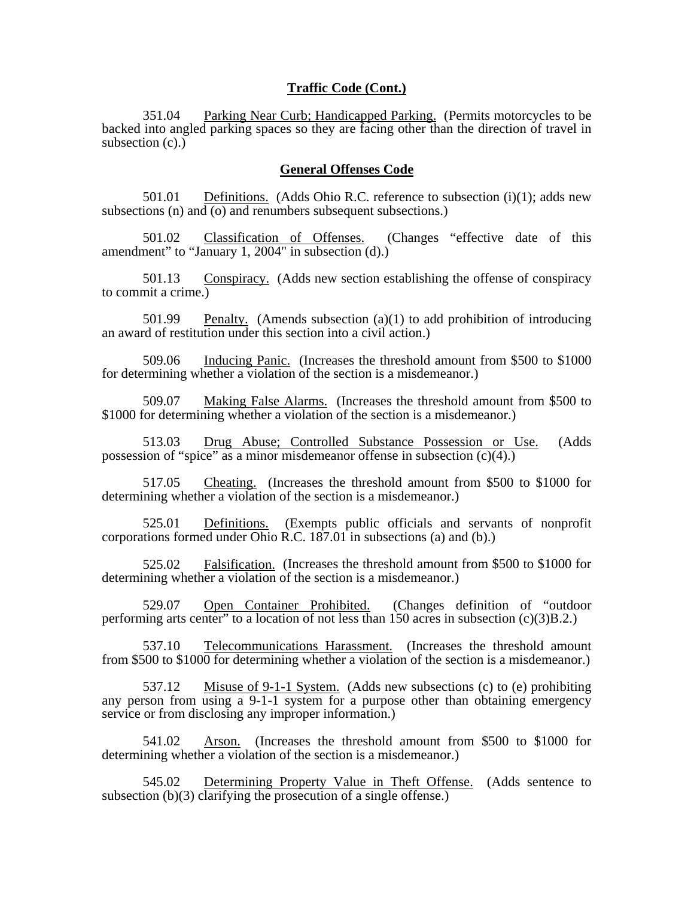**Traffic Code (Cont.)**

351.04 Parking Near Curb; Handicapped Parking. (Permits motorcycles to be backed into angled parking spaces so they are facing other than the direction of travel in subsection (c).)

**General Offenses Code**

501.01 Definitions. (Adds Ohio R.C. reference to subsection (i)(1); adds new subsections (n) and (o) and renumbers subsequent subsections.)

501.02 Classification of Offenses. (Changes "effective date of this amendment" to "January 1, 2004" in subsection (d).)

501.13 Conspiracy. (Adds new section establishing the offense of conspiracy to commit a crime.)

501.99 Penalty. (Amends subsection (a)(1) to add prohibition of introducing an award of restitution under this section into a civil action.)

509.06 Inducing Panic. (Increases the threshold amount from $500 to $1000 for determining whether a violation of the section is a misdemeanor.)

509.07 Making False Alarms. (Increases the threshold amount from $500 to $1000 for determining whether a violation of the section is a misdemeanor.)

513.03 Drug Abuse; Controlled Substance Possession or Use. (Adds possession of "spice" as a minor misdemeanor offense in subsection (c)(4).)

517.05 Cheating. (Increases the threshold amount from $500 to $1000 for determining whether a violation of the section is a misdemeanor.)

525.01 Definitions. (Exempts public officials and servants of nonprofit corporations formed under Ohio R.C. 187.01 in subsections (a) and (b).)

525.02 Falsification. (Increases the threshold amount from $500 to $1000 for determining whether a violation of the section is a misdemeanor.)

529.07 Open Container Prohibited. (Changes definition of "outdoor performing arts center" to a location of not less than 150 acres in subsection (c)(3)B.2.)

537.10 Telecommunications Harassment. (Increases the threshold amount from $500 to $1000 for determining whether a violation of the section is a misdemeanor.)

537.12 Misuse of 9-1-1 System. (Adds new subsections (c) to (e) prohibiting any person from using a 9-1-1 system for a purpose other than obtaining emergency service or from disclosing any improper information.)

541.02 Arson. (Increases the threshold amount from $500 to $1000 for determining whether a violation of the section is a misdemeanor.)

545.02 Determining Property Value in Theft Offense. (Adds sentence to subsection (b)(3) clarifying the prosecution of a single offense.)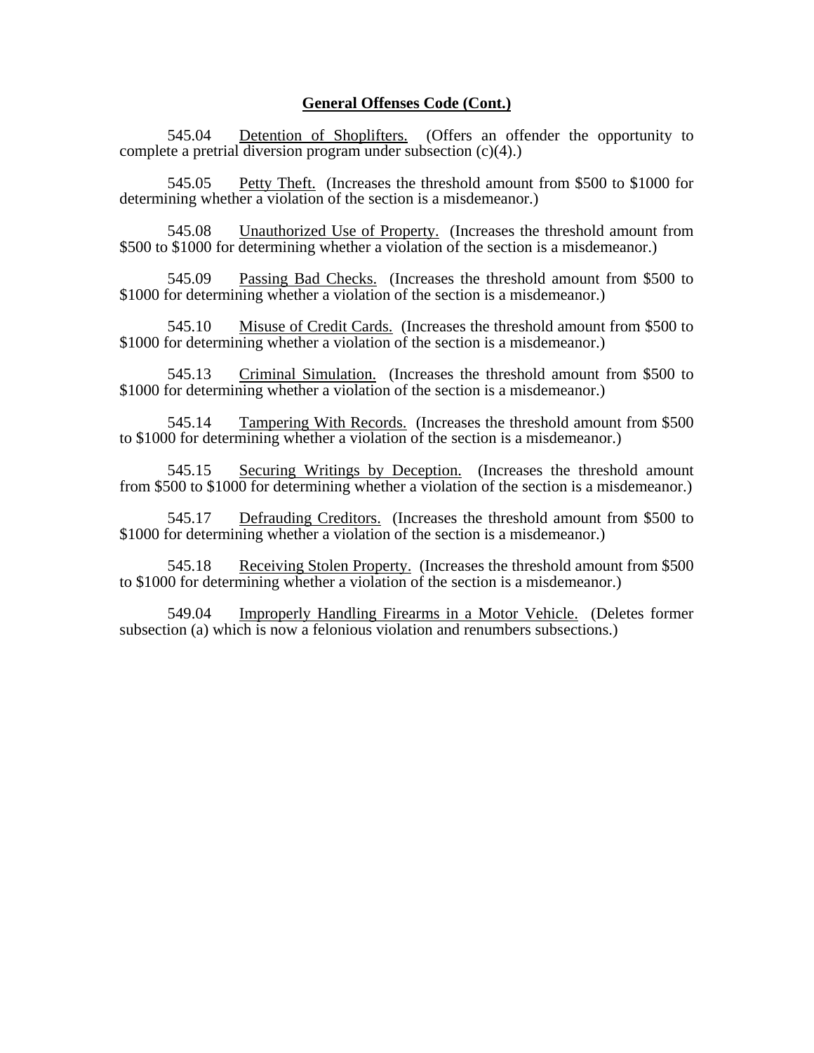**General Offenses Code (Cont.)**

545.04 Detention of Shoplifters. (Offers an offender the opportunity to complete a pretrial diversion program under subsection (c)(4).)

545.05 Petty Theft. (Increases the threshold amount from $500 to $1000 for determining whether a violation of the section is a misdemeanor.)

545.08 Unauthorized Use of Property. (Increases the threshold amount from $500 to $1000 for determining whether a violation of the section is a misdemeanor.)

545.09 Passing Bad Checks. (Increases the threshold amount from $500 to $1000 for determining whether a violation of the section is a misdemeanor.)

545.10 Misuse of Credit Cards. (Increases the threshold amount from $500 to $1000 for determining whether a violation of the section is a misdemeanor.)

545.13 Criminal Simulation. (Increases the threshold amount from $500 to $1000 for determining whether a violation of the section is a misdemeanor.)

545.14 Tampering With Records. (Increases the threshold amount from $500 to $1000 for determining whether a violation of the section is a misdemeanor.)

545.15 Securing Writings by Deception. (Increases the threshold amount from $500 to $1000 for determining whether a violation of the section is a misdemeanor.)

545.17 Defrauding Creditors. (Increases the threshold amount from $500 to $1000 for determining whether a violation of the section is a misdemeanor.)

545.18 Receiving Stolen Property. (Increases the threshold amount from $500 to $1000 for determining whether a violation of the section is a misdemeanor.)

549.04 Improperly Handling Firearms in a Motor Vehicle. (Deletes former subsection (a) which is now a felonious violation and renumbers subsections.)